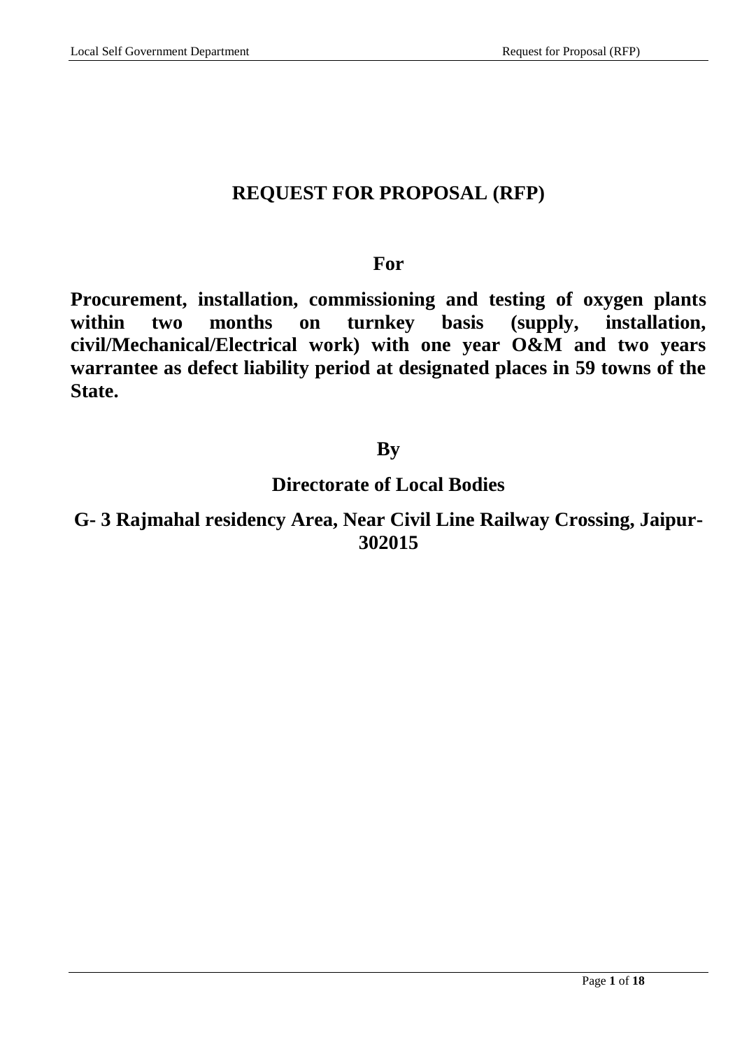# REQUEST FOR PROPOSAL (RFP)

**For**

**Procurement, installation, commissioning and testing of oxygen plants within two months on turnkey basis (supply, installation, civil/Mechanical/Electrical work) with one year O&M and two years warrantee as defect liability period at designated places in 59 towns of the State.**

**By**

**Directorate of Local Bodies**

**G- 3 Rajmahal residency Area, Near Civil Line Railway Crossing, Jaipur-302015**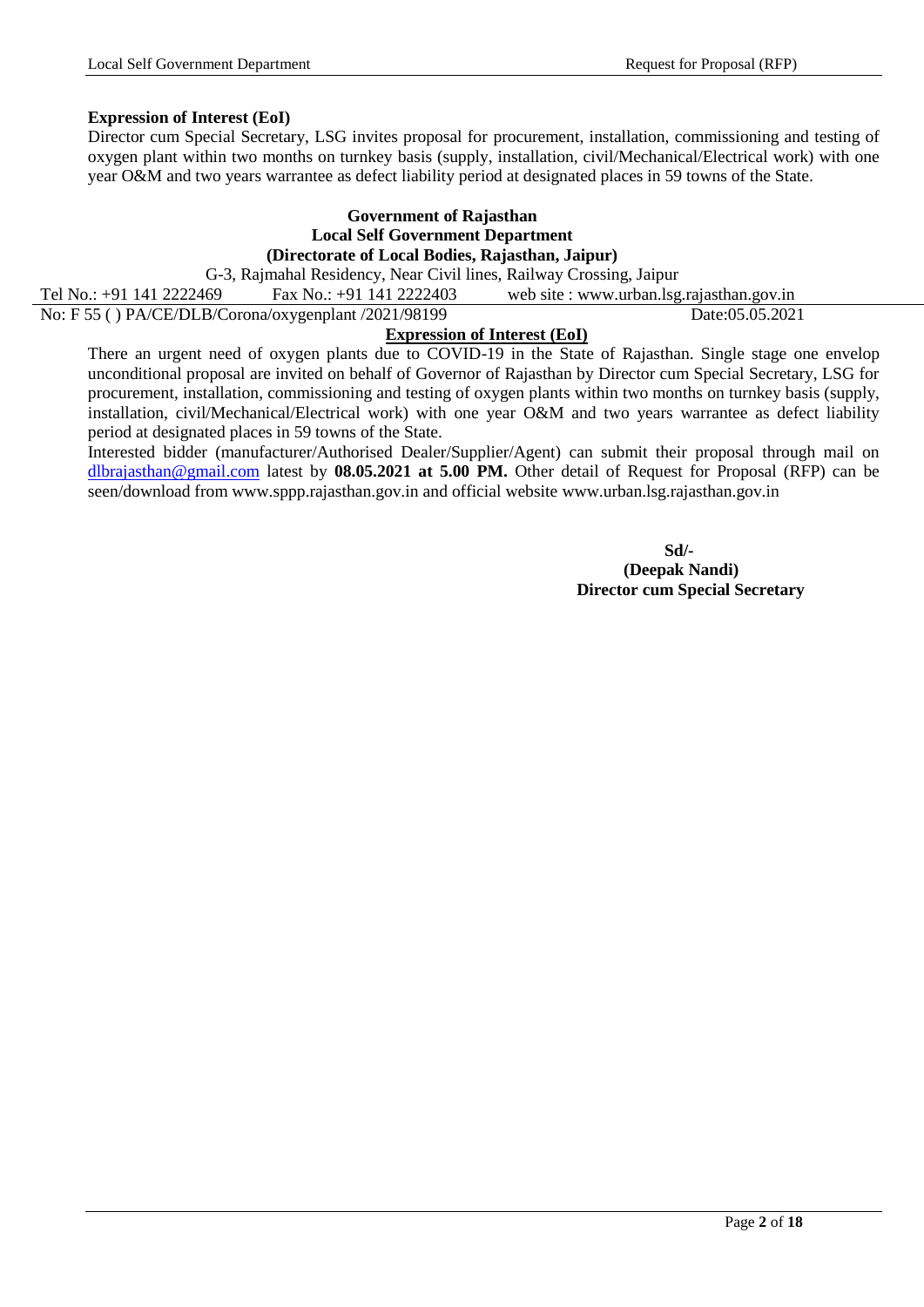**Expression of Interest (EoI)**

Director cum Special Secretary, LSG invites proposal for procurement, installation, commissioning and testing of oxygen plant within two months on turnkey basis (supply, installation, civil/Mechanical/Electrical work) with one year O&M and two years warrantee as defect liability period at designated places in 59 towns of the State.

**Government of Rajasthan**
**Local Self Government Department**
**(Directorate of Local Bodies, Rajasthan, Jaipur)**

G-3, Rajmahal Residency, Near Civil lines, Railway Crossing, Jaipur

Tel No.: +91 141 2222469 Fax No.: +91 141 2222403 web site : www.urban.lsg.rajasthan.gov.in

No: F 55 ( ) PA/CE/DLB/Corona/oxygenplant /2021/98199 Date:05.05.2021

**Expression of Interest (EoI)**

There an urgent need of oxygen plants due to COVID-19 in the State of Rajasthan. Single stage one envelop unconditional proposal are invited on behalf of Governor of Rajasthan by Director cum Special Secretary, LSG for procurement, installation, commissioning and testing of oxygen plants within two months on turnkey basis (supply, installation, civil/Mechanical/Electrical work) with one year O&M and two years warrantee as defect liability period at designated places in 59 towns of the State.

Interested bidder (manufacturer/Authorised Dealer/Supplier/Agent) can submit their proposal through mail on dlbrajasthan@gmail.com latest by **08.05.2021 at 5.00 PM.** Other detail of Request for Proposal (RFP) can be seen/download from www.sppp.rajasthan.gov.in and official website www.urban.lsg.rajasthan.gov.in

**Sd/-**
**(Deepak Nandi)**
**Director cum Special Secretary**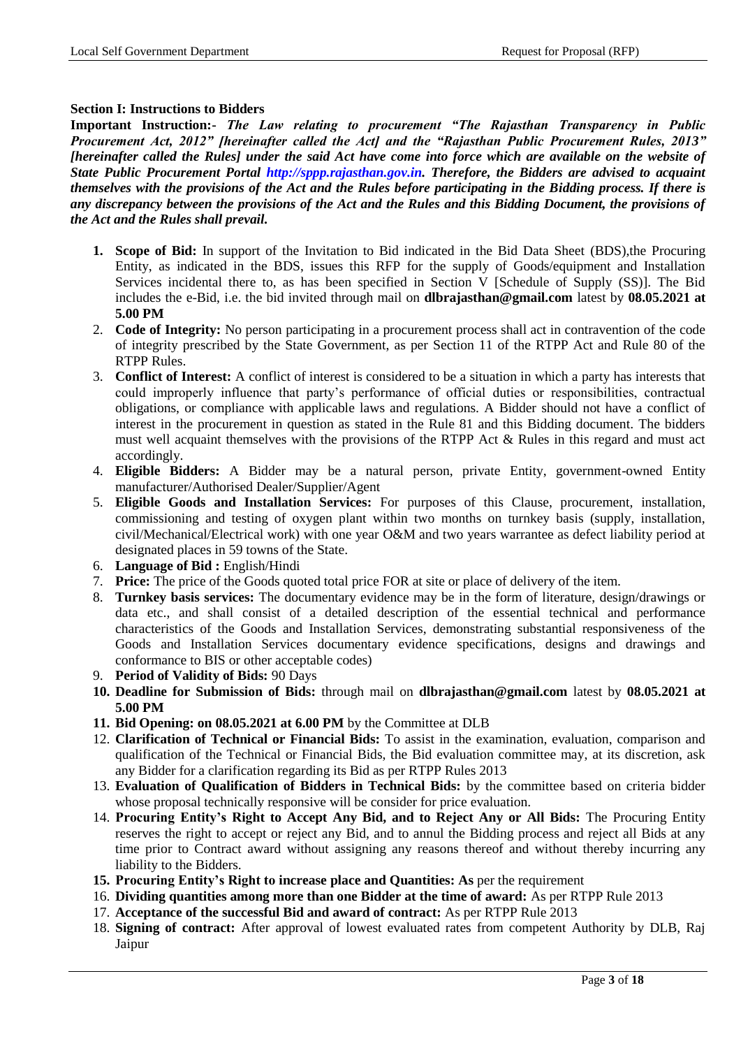**Section I: Instructions to Bidders**

**Important Instruction:-** ***The Law relating to procurement "The Rajasthan Transparency in Public Procurement Act, 2012" [hereinafter called the Act] and the "Rajasthan Public Procurement Rules, 2013" [hereinafter called the Rules] under the said Act have come into force which are available on the website of State Public Procurement Portal http://sppp.rajasthan.gov.in. Therefore, the Bidders are advised to acquaint themselves with the provisions of the Act and the Rules before participating in the Bidding process. If there is any discrepancy between the provisions of the Act and the Rules and this Bidding Document, the provisions of the Act and the Rules shall prevail.***

1. **Scope of Bid:** In support of the Invitation to Bid indicated in the Bid Data Sheet (BDS),the Procuring Entity, as indicated in the BDS, issues this RFP for the supply of Goods/equipment and Installation Services incidental there to, as has been specified in Section V [Schedule of Supply (SS)]. The Bid includes the e-Bid, i.e. the bid invited through mail on **dlbrajasthan@gmail.com** latest by **08.05.2021 at 5.00 PM**
2. **Code of Integrity:** No person participating in a procurement process shall act in contravention of the code of integrity prescribed by the State Government, as per Section 11 of the RTPP Act and Rule 80 of the RTPP Rules.
3. **Conflict of Interest:** A conflict of interest is considered to be a situation in which a party has interests that could improperly influence that party's performance of official duties or responsibilities, contractual obligations, or compliance with applicable laws and regulations. A Bidder should not have a conflict of interest in the procurement in question as stated in the Rule 81 and this Bidding document. The bidders must well acquaint themselves with the provisions of the RTPP Act & Rules in this regard and must act accordingly.
4. **Eligible Bidders:** A Bidder may be a natural person, private Entity, government-owned Entity manufacturer/Authorised Dealer/Supplier/Agent
5. **Eligible Goods and Installation Services:** For purposes of this Clause, procurement, installation, commissioning and testing of oxygen plant within two months on turnkey basis (supply, installation, civil/Mechanical/Electrical work) with one year O&M and two years warrantee as defect liability period at designated places in 59 towns of the State.
6. **Language of Bid :** English/Hindi
7. **Price:** The price of the Goods quoted total price FOR at site or place of delivery of the item.
8. **Turnkey basis services:** The documentary evidence may be in the form of literature, design/drawings or data etc., and shall consist of a detailed description of the essential technical and performance characteristics of the Goods and Installation Services, demonstrating substantial responsiveness of the Goods and Installation Services documentary evidence specifications, designs and drawings and conformance to BIS or other acceptable codes)
9. **Period of Validity of Bids:** 90 Days
10. **Deadline for Submission of Bids:** through mail on **dlbrajasthan@gmail.com** latest by **08.05.2021 at 5.00 PM**
11. **Bid Opening: on 08.05.2021 at 6.00 PM** by the Committee at DLB
12. **Clarification of Technical or Financial Bids:** To assist in the examination, evaluation, comparison and qualification of the Technical or Financial Bids, the Bid evaluation committee may, at its discretion, ask any Bidder for a clarification regarding its Bid as per RTPP Rules 2013
13. **Evaluation of Qualification of Bidders in Technical Bids:** by the committee based on criteria bidder whose proposal technically responsive will be consider for price evaluation.
14. **Procuring Entity's Right to Accept Any Bid, and to Reject Any or All Bids:** The Procuring Entity reserves the right to accept or reject any Bid, and to annul the Bidding process and reject all Bids at any time prior to Contract award without assigning any reasons thereof and without thereby incurring any liability to the Bidders.
15. **Procuring Entity's Right to increase place and Quantities: As** per the requirement
16. **Dividing quantities among more than one Bidder at the time of award:** As per RTPP Rule 2013
17. **Acceptance of the successful Bid and award of contract:** As per RTPP Rule 2013
18. **Signing of contract:** After approval of lowest evaluated rates from competent Authority by DLB, Raj Jaipur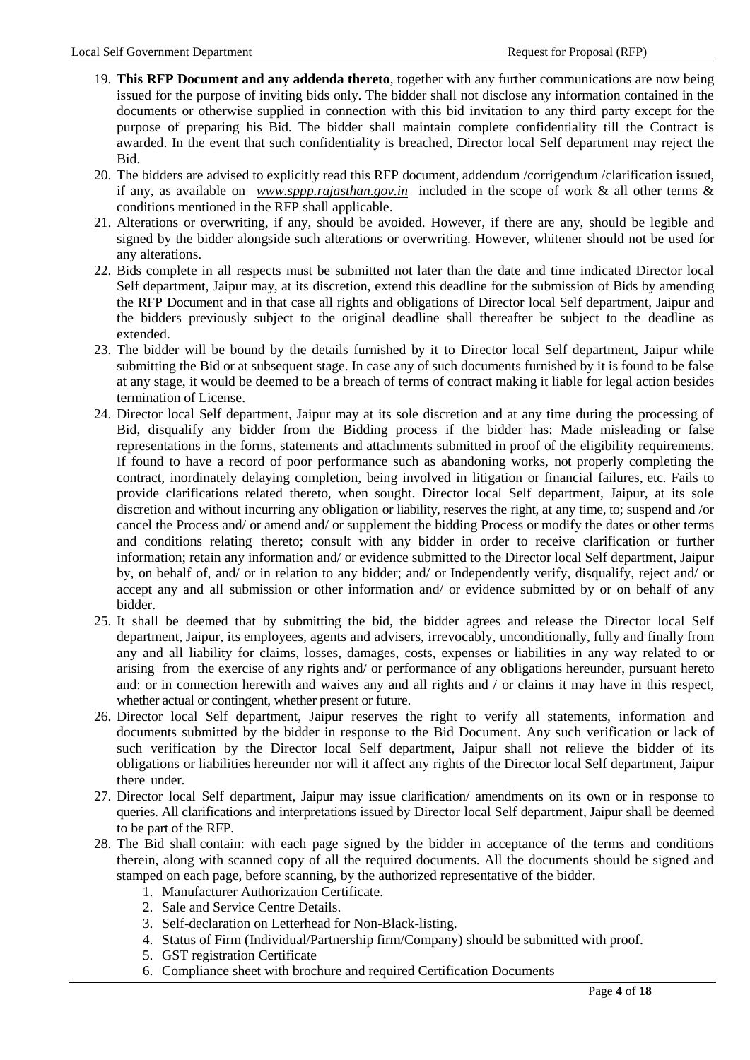19. **This RFP Document and any addenda thereto**, together with any further communications are now being issued for the purpose of inviting bids only. The bidder shall not disclose any information contained in the documents or otherwise supplied in connection with this bid invitation to any third party except for the purpose of preparing his Bid. The bidder shall maintain complete confidentiality till the Contract is awarded. In the event that such confidentiality is breached, Director local Self department may reject the Bid.
20. The bidders are advised to explicitly read this RFP document, addendum /corrigendum /clarification issued, if any, as available on *www.sppp.rajasthan.gov.in* included in the scope of work & all other terms & conditions mentioned in the RFP shall applicable.
21. Alterations or overwriting, if any, should be avoided. However, if there are any, should be legible and signed by the bidder alongside such alterations or overwriting. However, whitener should not be used for any alterations.
22. Bids complete in all respects must be submitted not later than the date and time indicated Director local Self department, Jaipur may, at its discretion, extend this deadline for the submission of Bids by amending the RFP Document and in that case all rights and obligations of Director local Self department, Jaipur and the bidders previously subject to the original deadline shall thereafter be subject to the deadline as extended.
23. The bidder will be bound by the details furnished by it to Director local Self department, Jaipur while submitting the Bid or at subsequent stage. In case any of such documents furnished by it is found to be false at any stage, it would be deemed to be a breach of terms of contract making it liable for legal action besides termination of License.
24. Director local Self department, Jaipur may at its sole discretion and at any time during the processing of Bid, disqualify any bidder from the Bidding process if the bidder has: Made misleading or false representations in the forms, statements and attachments submitted in proof of the eligibility requirements. If found to have a record of poor performance such as abandoning works, not properly completing the contract, inordinately delaying completion, being involved in litigation or financial failures, etc. Fails to provide clarifications related thereto, when sought. Director local Self department, Jaipur, at its sole discretion and without incurring any obligation or liability, reserves the right, at any time, to; suspend and /or cancel the Process and/ or amend and/ or supplement the bidding Process or modify the dates or other terms and conditions relating thereto; consult with any bidder in order to receive clarification or further information; retain any information and/ or evidence submitted to the Director local Self department, Jaipur by, on behalf of, and/ or in relation to any bidder; and/ or Independently verify, disqualify, reject and/ or accept any and all submission or other information and/ or evidence submitted by or on behalf of any bidder.
25. It shall be deemed that by submitting the bid, the bidder agrees and release the Director local Self department, Jaipur, its employees, agents and advisers, irrevocably, unconditionally, fully and finally from any and all liability for claims, losses, damages, costs, expenses or liabilities in any way related to or arising from the exercise of any rights and/ or performance of any obligations hereunder, pursuant hereto and: or in connection herewith and waives any and all rights and / or claims it may have in this respect, whether actual or contingent, whether present or future.
26. Director local Self department, Jaipur reserves the right to verify all statements, information and documents submitted by the bidder in response to the Bid Document. Any such verification or lack of such verification by the Director local Self department, Jaipur shall not relieve the bidder of its obligations or liabilities hereunder nor will it affect any rights of the Director local Self department, Jaipur there under.
27. Director local Self department, Jaipur may issue clarification/ amendments on its own or in response to queries. All clarifications and interpretations issued by Director local Self department, Jaipur shall be deemed to be part of the RFP.
28. The Bid shall contain: with each page signed by the bidder in acceptance of the terms and conditions therein, along with scanned copy of all the required documents. All the documents should be signed and stamped on each page, before scanning, by the authorized representative of the bidder.
    1. Manufacturer Authorization Certificate.
    2. Sale and Service Centre Details.
    3. Self-declaration on Letterhead for Non-Black-listing.
    4. Status of Firm (Individual/Partnership firm/Company) should be submitted with proof.
    5. GST registration Certificate
    6. Compliance sheet with brochure and required Certification Documents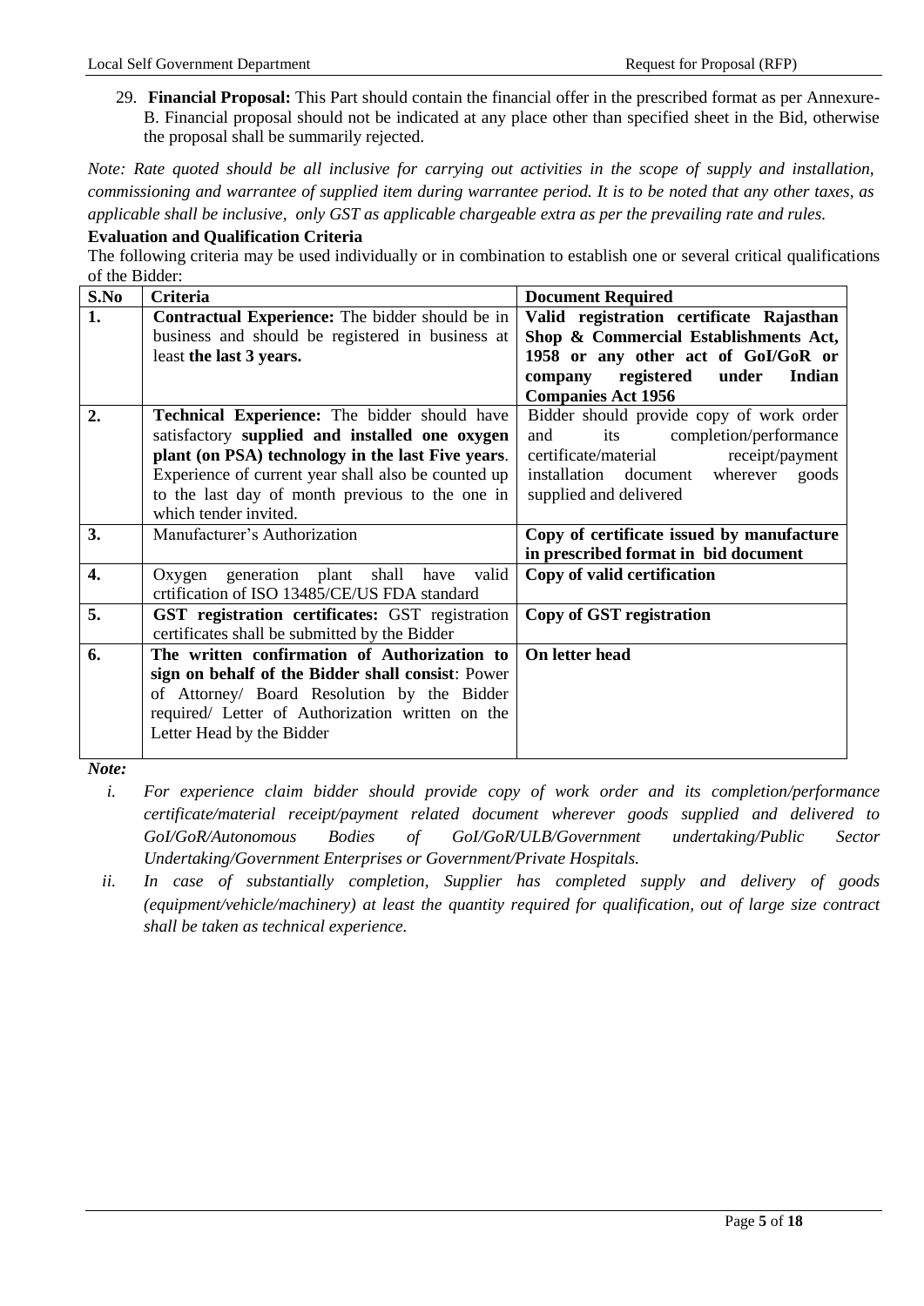29. **Financial Proposal:** This Part should contain the financial offer in the prescribed format as per Annexure-B. Financial proposal should not be indicated at any place other than specified sheet in the Bid, otherwise the proposal shall be summarily rejected.

*Note: Rate quoted should be all inclusive for carrying out activities in the scope of supply and installation, commissioning and warrantee of supplied item during warrantee period. It is to be noted that any other taxes, as applicable shall be inclusive, only GST as applicable chargeable extra as per the prevailing rate and rules.*

**Evaluation and Qualification Criteria**

The following criteria may be used individually or in combination to establish one or several critical qualifications of the Bidder:

| S.No | Criteria | Document Required |
|---|---|---|
| **1.** | **Contractual Experience:** The bidder should be in business and should be registered in business at least **the last 3 years.** | **Valid registration certificate Rajasthan Shop & Commercial Establishments Act, 1958 or any other act of GoI/GoR or company registered under Indian Companies Act 1956** |
| **2.** | **Technical Experience:** The bidder should have satisfactory **supplied and installed one oxygen plant (on PSA) technology in the last Five years**. Experience of current year shall also be counted up to the last day of month previous to the one in which tender invited. | Bidder should provide copy of work order and its completion/performance certificate/material receipt/payment installation document wherever goods supplied and delivered |
| **3.** | Manufacturer's Authorization | **Copy of certificate issued by manufacture in prescribed format in bid document** |
| **4.** | Oxygen generation plant shall have valid crtification of ISO 13485/CE/US FDA standard | **Copy of valid certification** |
| **5.** | **GST registration certificates:** GST registration certificates shall be submitted by the Bidder | **Copy of GST registration** |
| **6.** | **The written confirmation of Authorization to sign on behalf of the Bidder shall consist**: Power of Attorney/ Board Resolution by the Bidder required/ Letter of Authorization written on the Letter Head by the Bidder | **On letter head** |

***Note:***

*i. For experience claim bidder should provide copy of work order and its completion/performance certificate/material receipt/payment related document wherever goods supplied and delivered to GoI/GoR/Autonomous Bodies of GoI/GoR/ULB/Government undertaking/Public Sector Undertaking/Government Enterprises or Government/Private Hospitals.*

*ii. In case of substantially completion, Supplier has completed supply and delivery of goods (equipment/vehicle/machinery) at least the quantity required for qualification, out of large size contract shall be taken as technical experience.*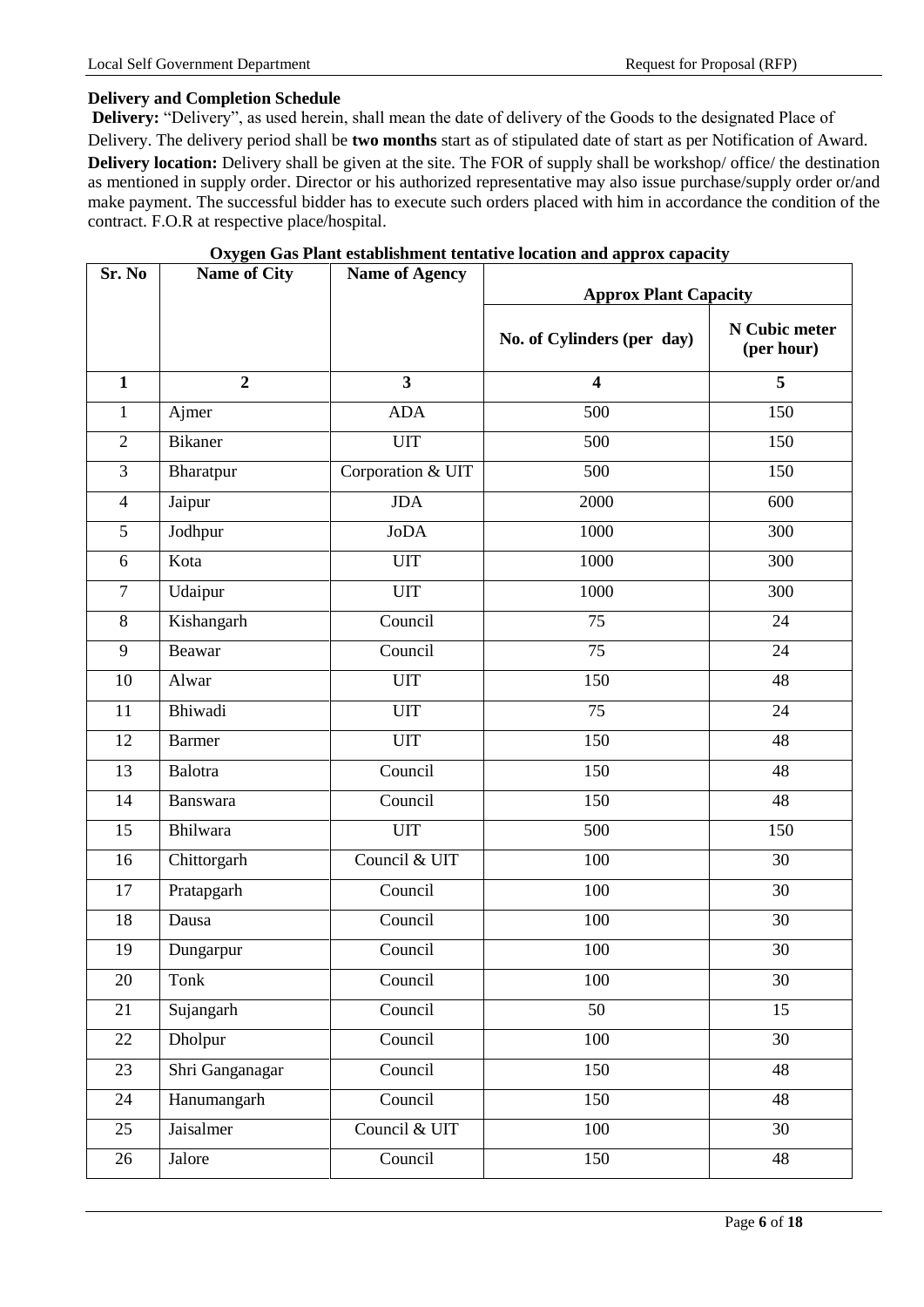**Delivery and Completion Schedule**

**Delivery:** "Delivery", as used herein, shall mean the date of delivery of the Goods to the designated Place of Delivery. The delivery period shall be **two months** start as of stipulated date of start as per Notification of Award.

**Delivery location:** Delivery shall be given at the site. The FOR of supply shall be workshop/ office/ the destination as mentioned in supply order. Director or his authorized representative may also issue purchase/supply order or/and make payment. The successful bidder has to execute such orders placed with him in accordance the condition of the contract. F.O.R at respective place/hospital.

**Oxygen Gas Plant establishment tentative location and approx capacity**

| Sr. No | Name of City | Name of Agency | Approx Plant Capacity | |
|---|---|---|---|---|
| | | | No. of Cylinders (per day) | N Cubic meter (per hour) |
| **1** | **2** | **3** | **4** | **5** |
| 1 | Ajmer | ADA | 500 | 150 |
| 2 | Bikaner | UIT | 500 | 150 |
| 3 | Bharatpur | Corporation & UIT | 500 | 150 |
| 4 | Jaipur | JDA | 2000 | 600 |
| 5 | Jodhpur | JoDA | 1000 | 300 |
| 6 | Kota | UIT | 1000 | 300 |
| 7 | Udaipur | UIT | 1000 | 300 |
| 8 | Kishangarh | Council | 75 | 24 |
| 9 | Beawar | Council | 75 | 24 |
| 10 | Alwar | UIT | 150 | 48 |
| 11 | Bhiwadi | UIT | 75 | 24 |
| 12 | Barmer | UIT | 150 | 48 |
| 13 | Balotra | Council | 150 | 48 |
| 14 | Banswara | Council | 150 | 48 |
| 15 | Bhilwara | UIT | 500 | 150 |
| 16 | Chittorgarh | Council & UIT | 100 | 30 |
| 17 | Pratapgarh | Council | 100 | 30 |
| 18 | Dausa | Council | 100 | 30 |
| 19 | Dungarpur | Council | 100 | 30 |
| 20 | Tonk | Council | 100 | 30 |
| 21 | Sujangarh | Council | 50 | 15 |
| 22 | Dholpur | Council | 100 | 30 |
| 23 | Shri Ganganagar | Council | 150 | 48 |
| 24 | Hanumangarh | Council | 150 | 48 |
| 25 | Jaisalmer | Council & UIT | 100 | 30 |
| 26 | Jalore | Council | 150 | 48 |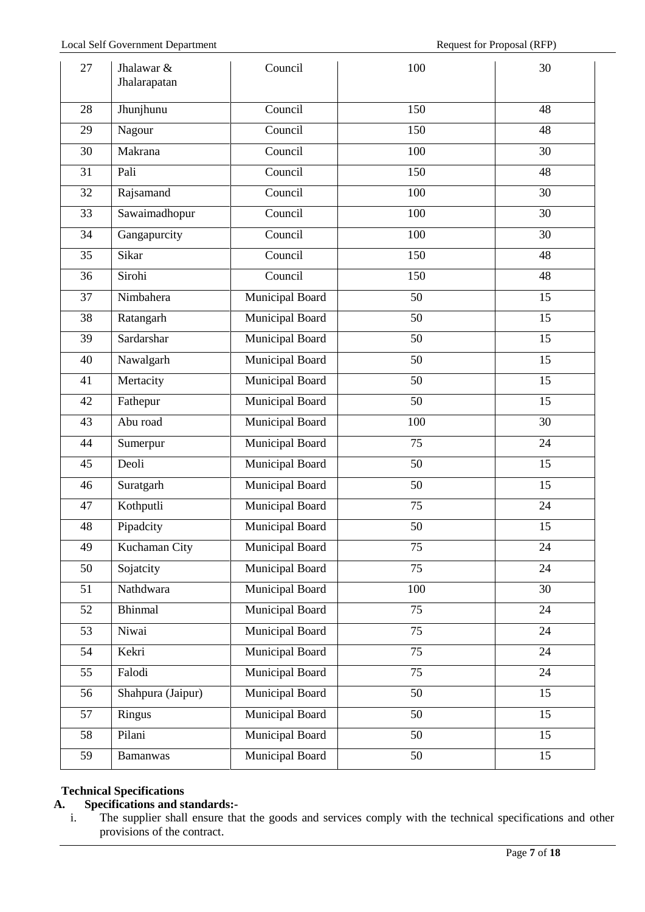| 27 | Jhalawar & Jhalarapatan | Council | 100 | 30 |
|---|---|---|---|---|
| 28 | Jhunjhunu | Council | 150 | 48 |
| 29 | Nagour | Council | 150 | 48 |
| 30 | Makrana | Council | 100 | 30 |
| 31 | Pali | Council | 150 | 48 |
| 32 | Rajsamand | Council | 100 | 30 |
| 33 | Sawaimadhopur | Council | 100 | 30 |
| 34 | Gangapurcity | Council | 100 | 30 |
| 35 | Sikar | Council | 150 | 48 |
| 36 | Sirohi | Council | 150 | 48 |
| 37 | Nimbahera | Municipal Board | 50 | 15 |
| 38 | Ratangarh | Municipal Board | 50 | 15 |
| 39 | Sardarshar | Municipal Board | 50 | 15 |
| 40 | Nawalgarh | Municipal Board | 50 | 15 |
| 41 | Mertacity | Municipal Board | 50 | 15 |
| 42 | Fathepur | Municipal Board | 50 | 15 |
| 43 | Abu road | Municipal Board | 100 | 30 |
| 44 | Sumerpur | Municipal Board | 75 | 24 |
| 45 | Deoli | Municipal Board | 50 | 15 |
| 46 | Suratgarh | Municipal Board | 50 | 15 |
| 47 | Kothputli | Municipal Board | 75 | 24 |
| 48 | Pipadcity | Municipal Board | 50 | 15 |
| 49 | Kuchaman City | Municipal Board | 75 | 24 |
| 50 | Sojatcity | Municipal Board | 75 | 24 |
| 51 | Nathdwara | Municipal Board | 100 | 30 |
| 52 | Bhinmal | Municipal Board | 75 | 24 |
| 53 | Niwai | Municipal Board | 75 | 24 |
| 54 | Kekri | Municipal Board | 75 | 24 |
| 55 | Falodi | Municipal Board | 75 | 24 |
| 56 | Shahpura (Jaipur) | Municipal Board | 50 | 15 |
| 57 | Ringus | Municipal Board | 50 | 15 |
| 58 | Pilani | Municipal Board | 50 | 15 |
| 59 | Bamanwas | Municipal Board | 50 | 15 |

**Technical Specifications**

**A. Specifications and standards:-**

i. The supplier shall ensure that the goods and services comply with the technical specifications and other provisions of the contract.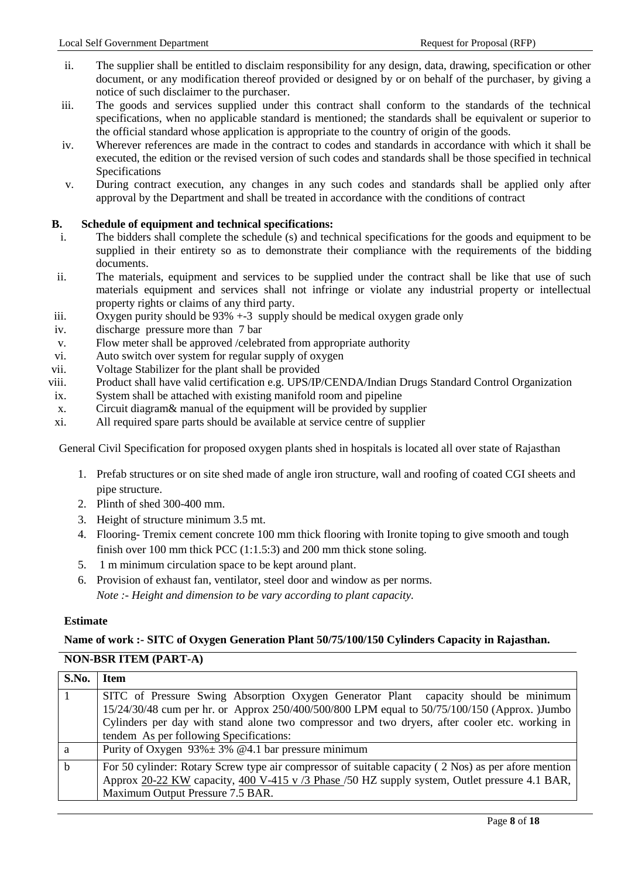ii. The supplier shall be entitled to disclaim responsibility for any design, data, drawing, specification or other document, or any modification thereof provided or designed by or on behalf of the purchaser, by giving a notice of such disclaimer to the purchaser.

iii. The goods and services supplied under this contract shall conform to the standards of the technical specifications, when no applicable standard is mentioned; the standards shall be equivalent or superior to the official standard whose application is appropriate to the country of origin of the goods.

iv. Wherever references are made in the contract to codes and standards in accordance with which it shall be executed, the edition or the revised version of such codes and standards shall be those specified in technical Specifications

v. During contract execution, any changes in any such codes and standards shall be applied only after approval by the Department and shall be treated in accordance with the conditions of contract

**B. Schedule of equipment and technical specifications:**

i. The bidders shall complete the schedule (s) and technical specifications for the goods and equipment to be supplied in their entirety so as to demonstrate their compliance with the requirements of the bidding documents.

ii. The materials, equipment and services to be supplied under the contract shall be like that use of such materials equipment and services shall not infringe or violate any industrial property or intellectual property rights or claims of any third party.

iii. Oxygen purity should be 93% +-3 supply should be medical oxygen grade only

iv. discharge pressure more than 7 bar

v. Flow meter shall be approved /celebrated from appropriate authority

vi. Auto switch over system for regular supply of oxygen

vii. Voltage Stabilizer for the plant shall be provided

viii. Product shall have valid certification e.g. UPS/IP/CENDA/Indian Drugs Standard Control Organization

ix. System shall be attached with existing manifold room and pipeline

x. Circuit diagram& manual of the equipment will be provided by supplier

xi. All required spare parts should be available at service centre of supplier

General Civil Specification for proposed oxygen plants shed in hospitals is located all over state of Rajasthan

1. Prefab structures or on site shed made of angle iron structure, wall and roofing of coated CGI sheets and pipe structure.
2. Plinth of shed 300-400 mm.
3. Height of structure minimum 3.5 mt.
4. Flooring- Tremix cement concrete 100 mm thick flooring with Ironite toping to give smooth and tough finish over 100 mm thick PCC (1:1.5:3) and 200 mm thick stone soling.
5. 1 m minimum circulation space to be kept around plant.
6. Provision of exhaust fan, ventilator, steel door and window as per norms.
   *Note :- Height and dimension to be vary according to plant capacity.*

**Estimate**

**Name of work :- SITC of Oxygen Generation Plant 50/75/100/150 Cylinders Capacity in Rajasthan.**

**NON-BSR ITEM (PART-A)**

| S.No. | Item |
|---|---|
| 1 | SITC of Pressure Swing Absorption Oxygen Generator Plant capacity should be minimum 15/24/30/48 cum per hr. or Approx 250/400/500/800 LPM equal to 50/75/100/150 (Approx. )Jumbo Cylinders per day with stand alone two compressor and two dryers, after cooler etc. working in tendem As per following Specifications: |
| a | Purity of Oxygen 93%± 3% @4.1 bar pressure minimum |
| b | For 50 cylinder: Rotary Screw type air compressor of suitable capacity ( 2 Nos) as per afore mention Approx 20-22 KW capacity, 400 V-415 v /3 Phase /50 HZ supply system, Outlet pressure 4.1 BAR, Maximum Output Pressure 7.5 BAR. |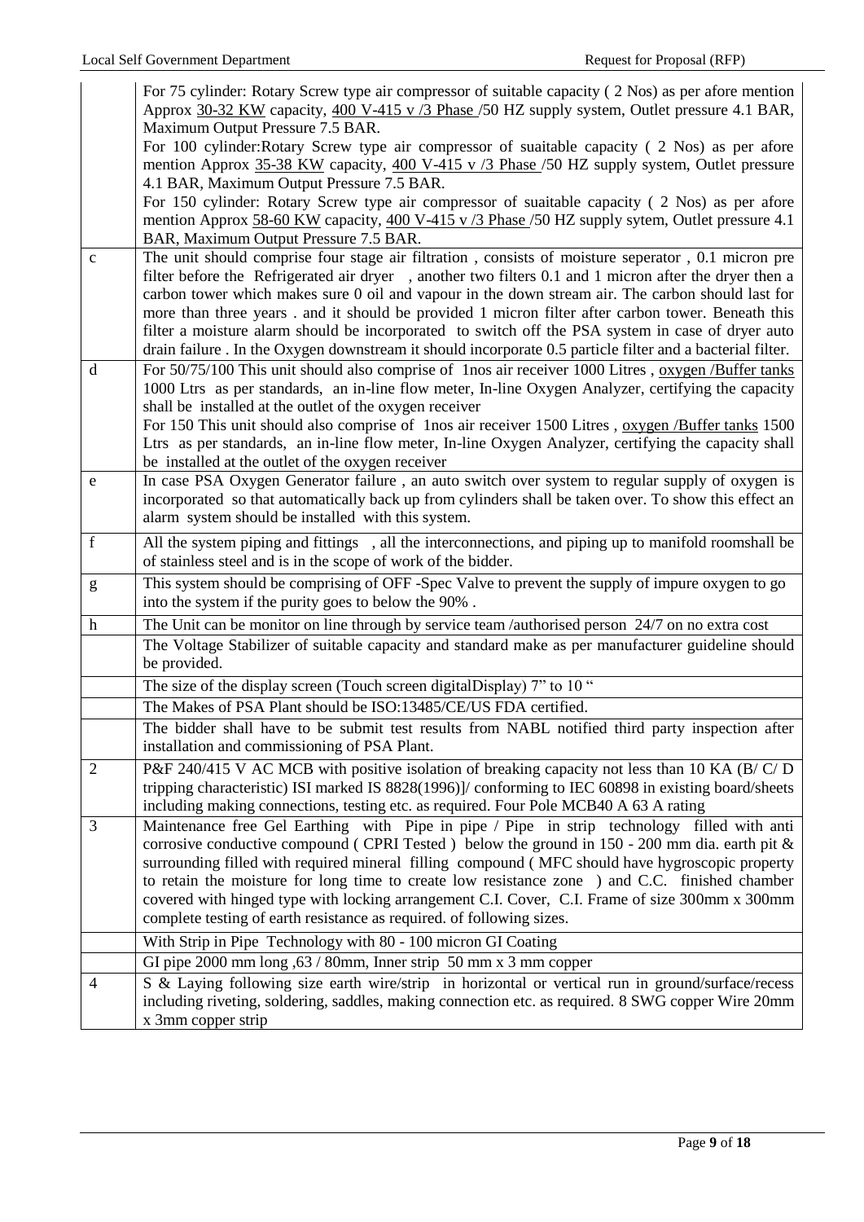|   |   |
|---|---|
|   | For 75 cylinder: Rotary Screw type air compressor of suitable capacity ( 2 Nos) as per afore mention Approx 30-32 KW capacity, 400 V-415 v /3 Phase /50 HZ supply system, Outlet pressure 4.1 BAR, Maximum Output Pressure 7.5 BAR.<br>For 100 cylinder:Rotary Screw type air compressor of suaitable capacity ( 2 Nos) as per afore mention Approx 35-38 KW capacity, 400 V-415 v /3 Phase /50 HZ supply system, Outlet pressure 4.1 BAR, Maximum Output Pressure 7.5 BAR.<br>For 150 cylinder: Rotary Screw type air compressor of suaitable capacity ( 2 Nos) as per afore mention Approx 58-60 KW capacity, 400 V-415 v /3 Phase /50 HZ supply sytem, Outlet pressure 4.1 BAR, Maximum Output Pressure 7.5 BAR. |
| c | The unit should comprise four stage air filtration , consists of moisture seperator , 0.1 micron pre filter before the Refrigerated air dryer , another two filters 0.1 and 1 micron after the dryer then a carbon tower which makes sure 0 oil and vapour in the down stream air. The carbon should last for more than three years . and it should be provided 1 micron filter after carbon tower. Beneath this filter a moisture alarm should be incorporated to switch off the PSA system in case of dryer auto drain failure . In the Oxygen downstream it should incorporate 0.5 particle filter and a bacterial filter. |
| d | For 50/75/100 This unit should also comprise of 1nos air receiver 1000 Litres , oxygen /Buffer tanks 1000 Ltrs as per standards, an in-line flow meter, In-line Oxygen Analyzer, certifying the capacity shall be installed at the outlet of the oxygen receiver<br>For 150 This unit should also comprise of 1nos air receiver 1500 Litres , oxygen /Buffer tanks 1500 Ltrs as per standards, an in-line flow meter, In-line Oxygen Analyzer, certifying the capacity shall be installed at the outlet of the oxygen receiver |
| e | In case PSA Oxygen Generator failure , an auto switch over system to regular supply of oxygen is incorporated so that automatically back up from cylinders shall be taken over. To show this effect an alarm system should be installed with this system. |
| f | All the system piping and fittings , all the interconnections, and piping up to manifold roomshall be of stainless steel and is in the scope of work of the bidder. |
| g | This system should be comprising of OFF -Spec Valve to prevent the supply of impure oxygen to go into the system if the purity goes to below the 90% . |
| h | The Unit can be monitor on line through by service team /authorised person 24/7 on no extra cost |
|   | The Voltage Stabilizer of suitable capacity and standard make as per manufacturer guideline should be provided. |
|   | The size of the display screen (Touch screen digitalDisplay) 7" to 10 " |
|   | The Makes of PSA Plant should be ISO:13485/CE/US FDA certified. |
|   | The bidder shall have to be submit test results from NABL notified third party inspection after installation and commissioning of PSA Plant. |
| 2 | P&F 240/415 V AC MCB with positive isolation of breaking capacity not less than 10 KA (B/ C/ D tripping characteristic) ISI marked IS 8828(1996)]/ conforming to IEC 60898 in existing board/sheets including making connections, testing etc. as required. Four Pole MCB40 A 63 A rating |
| 3 | Maintenance free Gel Earthing with Pipe in pipe / Pipe in strip technology filled with anti corrosive conductive compound ( CPRI Tested ) below the ground in 150 - 200 mm dia. earth pit & surrounding filled with required mineral filling compound ( MFC should have hygroscopic property to retain the moisture for long time to create low resistance zone ) and C.C. finished chamber covered with hinged type with locking arrangement C.I. Cover, C.I. Frame of size 300mm x 300mm complete testing of earth resistance as required. of following sizes. |
|   | With Strip in Pipe Technology with 80 - 100 micron GI Coating |
|   | GI pipe 2000 mm long ,63 / 80mm, Inner strip 50 mm x 3 mm copper |
| 4 | S & Laying following size earth wire/strip in horizontal or vertical run in ground/surface/recess including riveting, soldering, saddles, making connection etc. as required. 8 SWG copper Wire 20mm x 3mm copper strip |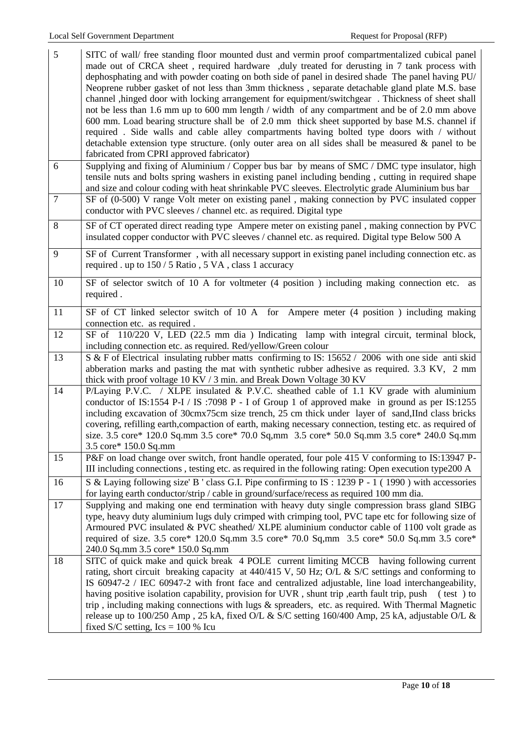| 5 | SITC of wall/ free standing floor mounted dust and vermin proof compartmentalized cubical panel made out of CRCA sheet , required hardware ,duly treated for derusting in 7 tank process with dephosphating and with powder coating on both side of panel in desired shade The panel having PU/ Neoprene rubber gasket of not less than 3mm thickness , separate detachable gland plate M.S. base channel ,hinged door with locking arrangement for equipment/switchgear . Thickness of sheet shall not be less than 1.6 mm up to 600 mm length / width of any compartment and be of 2.0 mm above 600 mm. Load bearing structure shall be of 2.0 mm thick sheet supported by base M.S. channel if required . Side walls and cable alley compartments having bolted type doors with / without detachable extension type structure. (only outer area on all sides shall be measured & panel to be fabricated from CPRI approved fabricator) |
|---|---|
| 6 | Supplying and fixing of Aluminium / Copper bus bar by means of SMC / DMC type insulator, high tensile nuts and bolts spring washers in existing panel including bending , cutting in required shape and size and colour coding with heat shrinkable PVC sleeves. Electrolytic grade Aluminium bus bar |
| 7 | SF of (0-500) V range Volt meter on existing panel , making connection by PVC insulated copper conductor with PVC sleeves / channel etc. as required. Digital type |
| 8 | SF of CT operated direct reading type Ampere meter on existing panel , making connection by PVC insulated copper conductor with PVC sleeves / channel etc. as required. Digital type Below 500 A |
| 9 | SF of Current Transformer , with all necessary support in existing panel including connection etc. as required . up to 150 / 5 Ratio , 5 VA , class 1 accuracy |
| 10 | SF of selector switch of 10 A for voltmeter (4 position ) including making connection etc. as required . |
| 11 | SF of CT linked selector switch of 10 A for Ampere meter (4 position ) including making connection etc. as required . |
| 12 | SF of 110/220 V, LED (22.5 mm dia ) Indicating lamp with integral circuit, terminal block, including connection etc. as required. Red/yellow/Green colour |
| 13 | S & F of Electrical insulating rubber matts confirming to IS: 15652 / 2006 with one side anti skid abberation marks and pasting the mat with synthetic rubber adhesive as required. 3.3 KV, 2 mm thick with proof voltage 10 KV / 3 min. and Break Down Voltage 30 KV |
| 14 | P/Laying P.V.C. / XLPE insulated & P.V.C. sheathed cable of 1.1 KV grade with aluminium conductor of IS:1554 P-I / IS :7098 P - I of Group 1 of approved make in ground as per IS:1255 including excavation of 30cmx75cm size trench, 25 cm thick under layer of sand,IInd class bricks covering, refilling earth,compaction of earth, making necessary connection, testing etc. as required of size. 3.5 core* 120.0 Sq.mm 3.5 core* 70.0 Sq,mm 3.5 core* 50.0 Sq.mm 3.5 core* 240.0 Sq.mm 3.5 core* 150.0 Sq.mm |
| 15 | P&F on load change over switch, front handle operated, four pole 415 V conforming to IS:13947 P-III including connections , testing etc. as required in the following rating: Open execution type200 A |
| 16 | S & Laying following size' B ' class G.I. Pipe confirming to IS : 1239 P - 1 ( 1990 ) with accessories for laying earth conductor/strip / cable in ground/surface/recess as required 100 mm dia. |
| 17 | Supplying and making one end termination with heavy duty single compression brass gland SIBG type, heavy duty aluminium lugs duly crimped with crimping tool, PVC tape etc for following size of Armoured PVC insulated & PVC sheathed/ XLPE aluminium conductor cable of 1100 volt grade as required of size. 3.5 core* 120.0 Sq.mm 3.5 core* 70.0 Sq,mm 3.5 core* 50.0 Sq.mm 3.5 core* 240.0 Sq.mm 3.5 core* 150.0 Sq.mm |
| 18 | SITC of quick make and quick break 4 POLE current limiting MCCB having following current rating, short circuit breaking capacity at 440/415 V, 50 Hz; O/L & S/C settings and conforming to IS 60947-2 / IEC 60947-2 with front face and centralized adjustable, line load interchangeability, having positive isolation capability, provision for UVR , shunt trip ,earth fault trip, push ( test ) to trip , including making connections with lugs & spreaders, etc. as required. With Thermal Magnetic release up to 100/250 Amp , 25 kA, fixed O/L & S/C setting 160/400 Amp, 25 kA, adjustable O/L & fixed S/C setting, Ics = 100 % Icu |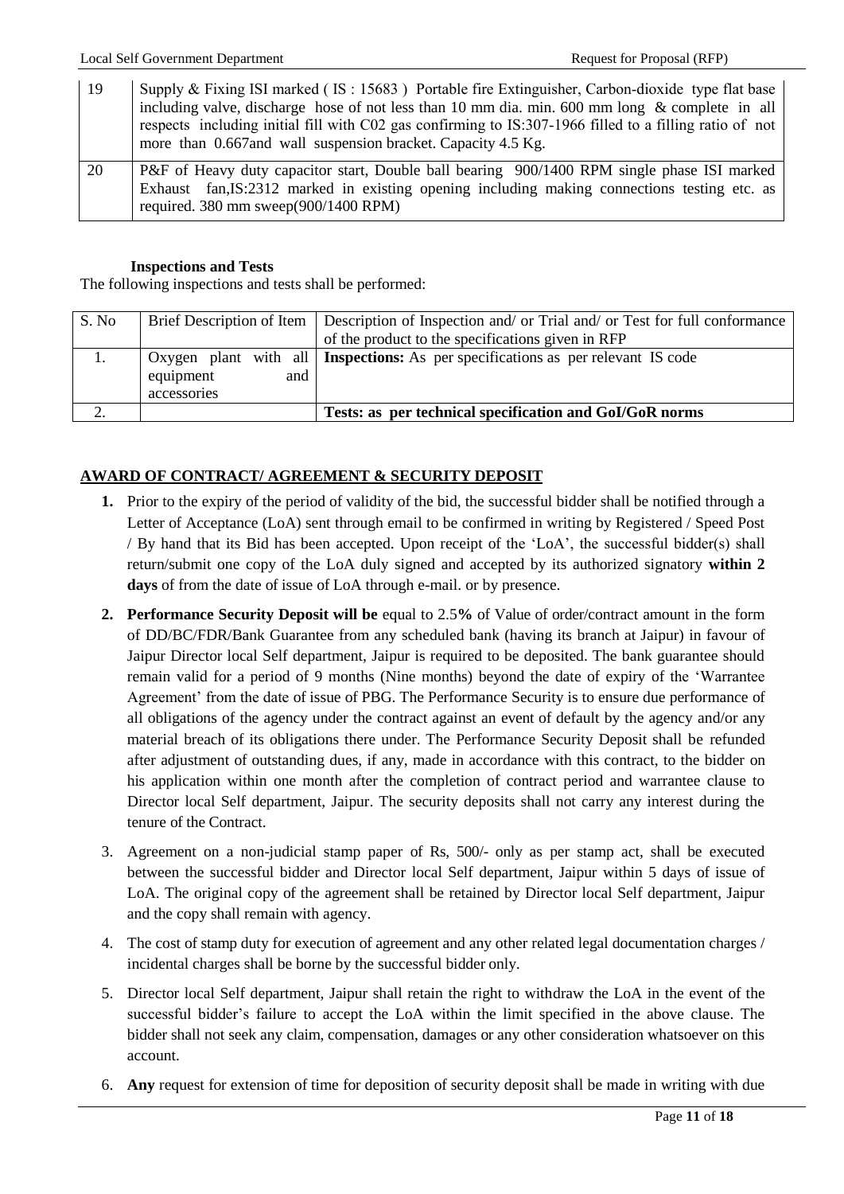| 19 | Supply & Fixing ISI marked ( IS : 15683 ) Portable fire Extinguisher, Carbon-dioxide type flat base including valve, discharge hose of not less than 10 mm dia. min. 600 mm long & complete in all respects including initial fill with C02 gas confirming to IS:307-1966 filled to a filling ratio of not more than 0.667and wall suspension bracket. Capacity 4.5 Kg. |
|---|---|
| 20 | P&F of Heavy duty capacitor start, Double ball bearing 900/1400 RPM single phase ISI marked Exhaust fan,IS:2312 marked in existing opening including making connections testing etc. as required. 380 mm sweep(900/1400 RPM) |

**Inspections and Tests**

The following inspections and tests shall be performed:

| S. No | Brief Description of Item | Description of Inspection and/ or Trial and/ or Test for full conformance of the product to the specifications given in RFP |
|---|---|---|
| 1. | Oxygen plant with all equipment and accessories | **Inspections:** As per specifications as per relevant IS code |
| 2. | | **Tests: as per technical specification and GoI/GoR norms** |

**AWARD OF CONTRACT/ AGREEMENT & SECURITY DEPOSIT**

1. Prior to the expiry of the period of validity of the bid, the successful bidder shall be notified through a Letter of Acceptance (LoA) sent through email to be confirmed in writing by Registered / Speed Post / By hand that its Bid has been accepted. Upon receipt of the 'LoA', the successful bidder(s) shall return/submit one copy of the LoA duly signed and accepted by its authorized signatory **within 2 days** of from the date of issue of LoA through e-mail. or by presence.
2. **Performance Security Deposit will be** equal to 2.5**%** of Value of order/contract amount in the form of DD/BC/FDR/Bank Guarantee from any scheduled bank (having its branch at Jaipur) in favour of Jaipur Director local Self department, Jaipur is required to be deposited. The bank guarantee should remain valid for a period of 9 months (Nine months) beyond the date of expiry of the 'Warrantee Agreement' from the date of issue of PBG. The Performance Security is to ensure due performance of all obligations of the agency under the contract against an event of default by the agency and/or any material breach of its obligations there under. The Performance Security Deposit shall be refunded after adjustment of outstanding dues, if any, made in accordance with this contract, to the bidder on his application within one month after the completion of contract period and warrantee clause to Director local Self department, Jaipur. The security deposits shall not carry any interest during the tenure of the Contract.
3. Agreement on a non-judicial stamp paper of Rs, 500/- only as per stamp act, shall be executed between the successful bidder and Director local Self department, Jaipur within 5 days of issue of LoA. The original copy of the agreement shall be retained by Director local Self department, Jaipur and the copy shall remain with agency.
4. The cost of stamp duty for execution of agreement and any other related legal documentation charges / incidental charges shall be borne by the successful bidder only.
5. Director local Self department, Jaipur shall retain the right to withdraw the LoA in the event of the successful bidder's failure to accept the LoA within the limit specified in the above clause. The bidder shall not seek any claim, compensation, damages or any other consideration whatsoever on this account.
6. **Any** request for extension of time for deposition of security deposit shall be made in writing with due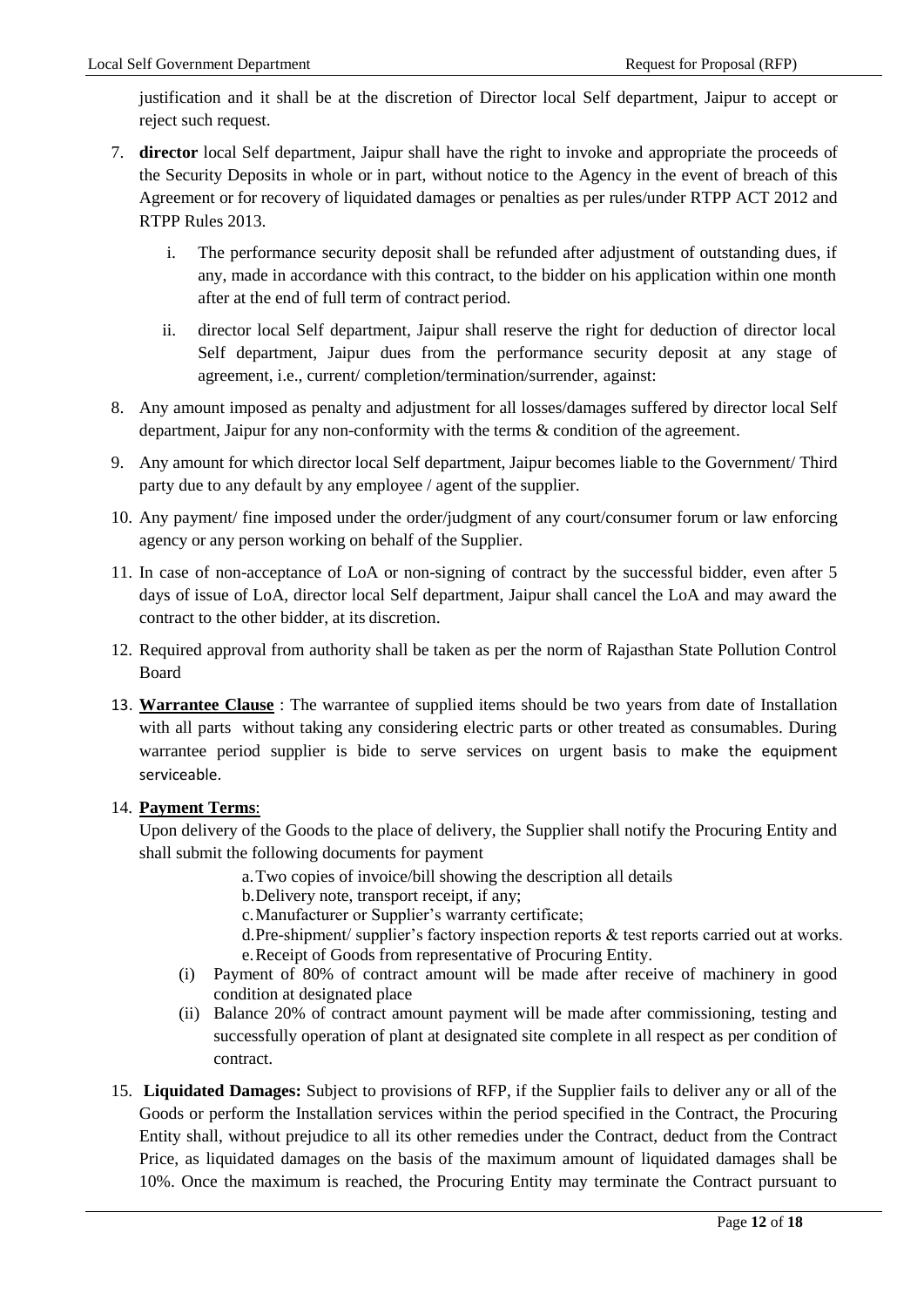justification and it shall be at the discretion of Director local Self department, Jaipur to accept or reject such request.

7. **director** local Self department, Jaipur shall have the right to invoke and appropriate the proceeds of the Security Deposits in whole or in part, without notice to the Agency in the event of breach of this Agreement or for recovery of liquidated damages or penalties as per rules/under RTPP ACT 2012 and RTPP Rules 2013.

    i. The performance security deposit shall be refunded after adjustment of outstanding dues, if any, made in accordance with this contract, to the bidder on his application within one month after at the end of full term of contract period.

    ii. director local Self department, Jaipur shall reserve the right for deduction of director local Self department, Jaipur dues from the performance security deposit at any stage of agreement, i.e., current/ completion/termination/surrender, against:

8. Any amount imposed as penalty and adjustment for all losses/damages suffered by director local Self department, Jaipur for any non-conformity with the terms & condition of the agreement.

9. Any amount for which director local Self department, Jaipur becomes liable to the Government/ Third party due to any default by any employee / agent of the supplier.

10. Any payment/ fine imposed under the order/judgment of any court/consumer forum or law enforcing agency or any person working on behalf of the Supplier.

11. In case of non-acceptance of LoA or non-signing of contract by the successful bidder, even after 5 days of issue of LoA, director local Self department, Jaipur shall cancel the LoA and may award the contract to the other bidder, at its discretion.

12. Required approval from authority shall be taken as per the norm of Rajasthan State Pollution Control Board

13. **Warrantee Clause** : The warrantee of supplied items should be two years from date of Installation with all parts without taking any considering electric parts or other treated as consumables. During warrantee period supplier is bide to serve services on urgent basis to make the equipment serviceable.

14. **Payment Terms**:
    Upon delivery of the Goods to the place of delivery, the Supplier shall notify the Procuring Entity and shall submit the following documents for payment

    a. Two copies of invoice/bill showing the description all details
    b. Delivery note, transport receipt, if any;
    c. Manufacturer or Supplier's warranty certificate;
    d. Pre-shipment/ supplier's factory inspection reports & test reports carried out at works.
    e. Receipt of Goods from representative of Procuring Entity.

    (i) Payment of 80% of contract amount will be made after receive of machinery in good condition at designated place
    (ii) Balance 20% of contract amount payment will be made after commissioning, testing and successfully operation of plant at designated site complete in all respect as per condition of contract.

15. **Liquidated Damages:** Subject to provisions of RFP, if the Supplier fails to deliver any or all of the Goods or perform the Installation services within the period specified in the Contract, the Procuring Entity shall, without prejudice to all its other remedies under the Contract, deduct from the Contract Price, as liquidated damages on the basis of the maximum amount of liquidated damages shall be 10%. Once the maximum is reached, the Procuring Entity may terminate the Contract pursuant to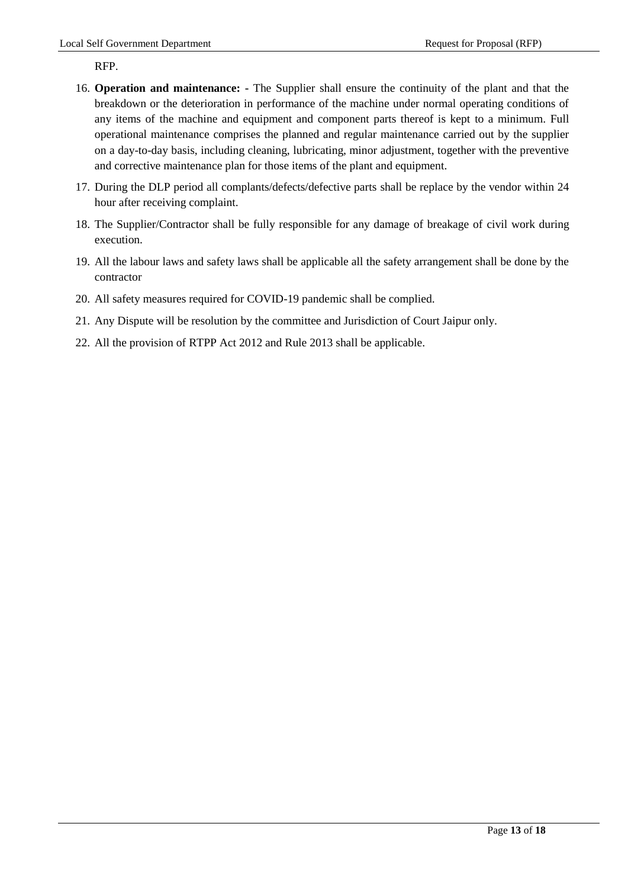RFP.

16. **Operation and maintenance: -** The Supplier shall ensure the continuity of the plant and that the breakdown or the deterioration in performance of the machine under normal operating conditions of any items of the machine and equipment and component parts thereof is kept to a minimum. Full operational maintenance comprises the planned and regular maintenance carried out by the supplier on a day-to-day basis, including cleaning, lubricating, minor adjustment, together with the preventive and corrective maintenance plan for those items of the plant and equipment.
17. During the DLP period all complants/defects/defective parts shall be replace by the vendor within 24 hour after receiving complaint.
18. The Supplier/Contractor shall be fully responsible for any damage of breakage of civil work during execution.
19. All the labour laws and safety laws shall be applicable all the safety arrangement shall be done by the contractor
20. All safety measures required for COVID-19 pandemic shall be complied.
21. Any Dispute will be resolution by the committee and Jurisdiction of Court Jaipur only.
22. All the provision of RTPP Act 2012 and Rule 2013 shall be applicable.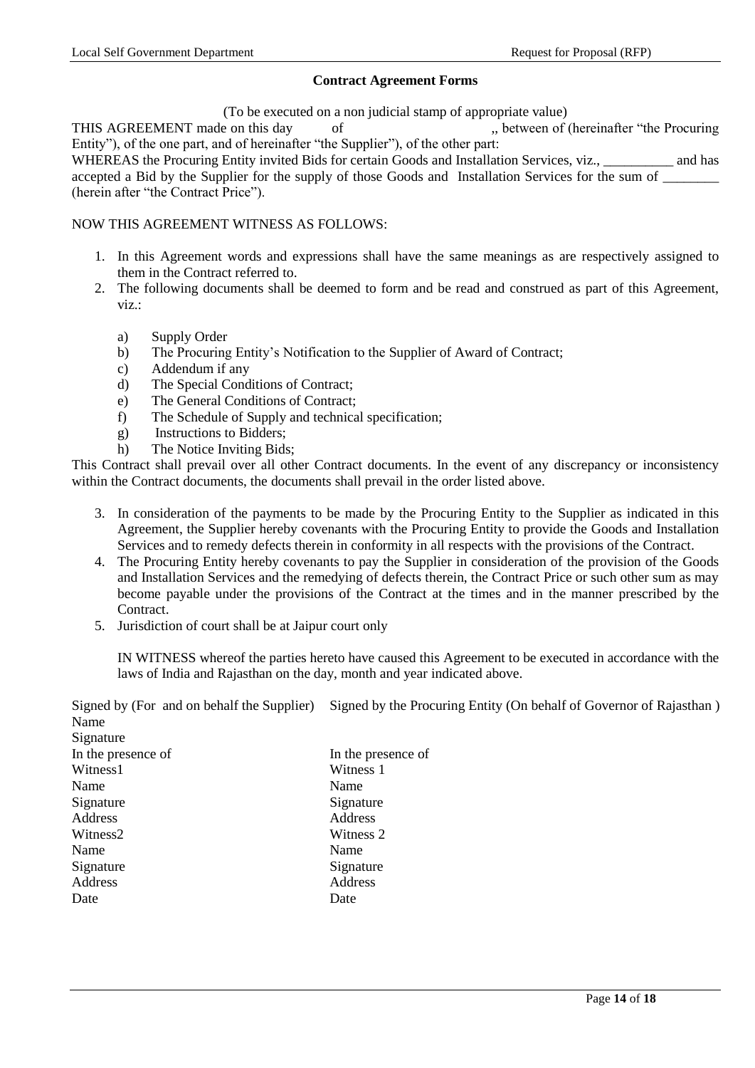## Contract Agreement Forms

(To be executed on a non judicial stamp of appropriate value)

THIS AGREEMENT made on this day of ,, between of (hereinafter "the Procuring Entity"), of the one part, and of hereinafter "the Supplier"), of the other part:

WHEREAS the Procuring Entity invited Bids for certain Goods and Installation Services, viz., __________ and has accepted a Bid by the Supplier for the supply of those Goods and Installation Services for the sum of ________ (herein after "the Contract Price").

NOW THIS AGREEMENT WITNESS AS FOLLOWS:

1. In this Agreement words and expressions shall have the same meanings as are respectively assigned to them in the Contract referred to.
2. The following documents shall be deemed to form and be read and construed as part of this Agreement, viz.:

   a) Supply Order
   b) The Procuring Entity's Notification to the Supplier of Award of Contract;
   c) Addendum if any
   d) The Special Conditions of Contract;
   e) The General Conditions of Contract;
   f) The Schedule of Supply and technical specification;
   g) Instructions to Bidders;
   h) The Notice Inviting Bids;

This Contract shall prevail over all other Contract documents. In the event of any discrepancy or inconsistency within the Contract documents, the documents shall prevail in the order listed above.

3. In consideration of the payments to be made by the Procuring Entity to the Supplier as indicated in this Agreement, the Supplier hereby covenants with the Procuring Entity to provide the Goods and Installation Services and to remedy defects therein in conformity in all respects with the provisions of the Contract.
4. The Procuring Entity hereby covenants to pay the Supplier in consideration of the provision of the Goods and Installation Services and the remedying of defects therein, the Contract Price or such other sum as may become payable under the provisions of the Contract at the times and in the manner prescribed by the Contract.
5. Jurisdiction of court shall be at Jaipur court only

IN WITNESS whereof the parties hereto have caused this Agreement to be executed in accordance with the laws of India and Rajasthan on the day, month and year indicated above.

| Signed by (For and on behalf the Supplier) | Signed by the Procuring Entity (On behalf of Governor of Rajasthan ) |
|---|---|
| Name | |
| Signature | |
| In the presence of | In the presence of |
| Witness1 | Witness 1 |
| Name | Name |
| Signature | Signature |
| Address | Address |
| Witness2 | Witness 2 |
| Name | Name |
| Signature | Signature |
| Address | Address |
| Date | Date |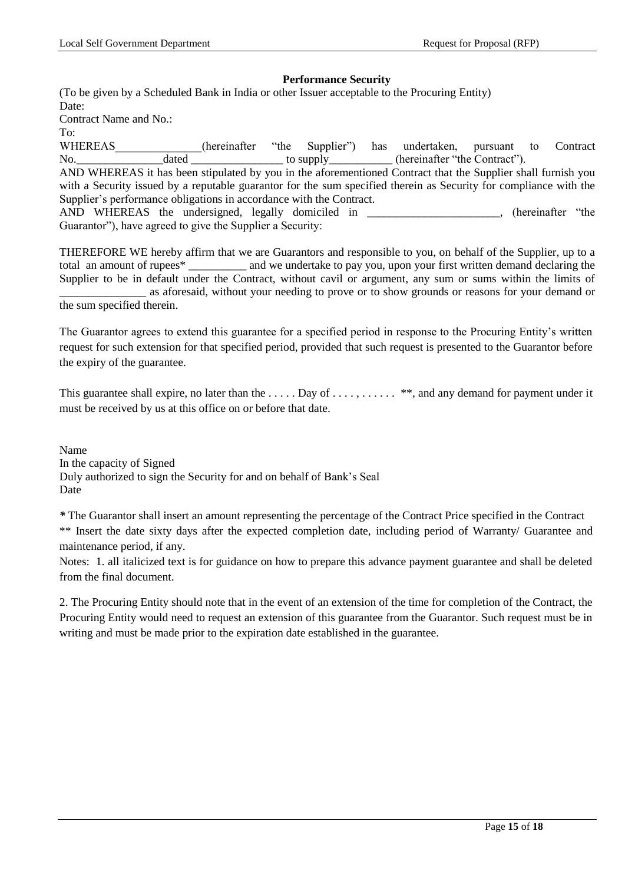## Performance Security

(To be given by a Scheduled Bank in India or other Issuer acceptable to the Procuring Entity)

Date:

Contract Name and No.:

To:

WHEREAS_______________(hereinafter "the Supplier") has undertaken, pursuant to Contract No._______________dated ________________ to supply___________ (hereinafter "the Contract").

AND WHEREAS it has been stipulated by you in the aforementioned Contract that the Supplier shall furnish you with a Security issued by a reputable guarantor for the sum specified therein as Security for compliance with the Supplier's performance obligations in accordance with the Contract.

AND WHEREAS the undersigned, legally domiciled in _______________________, (hereinafter "the Guarantor"), have agreed to give the Supplier a Security:

THEREFORE WE hereby affirm that we are Guarantors and responsible to you, on behalf of the Supplier, up to a total an amount of rupees* __________ and we undertake to pay you, upon your first written demand declaring the Supplier to be in default under the Contract, without cavil or argument, any sum or sums within the limits of _______________ as aforesaid, without your needing to prove or to show grounds or reasons for your demand or the sum specified therein.

The Guarantor agrees to extend this guarantee for a specified period in response to the Procuring Entity's written request for such extension for that specified period, provided that such request is presented to the Guarantor before the expiry of the guarantee.

This guarantee shall expire, no later than the . . . . . Day of . . . . , . . . . . . **, and any demand for payment under it must be received by us at this office on or before that date.

Name

In the capacity of Signed

Duly authorized to sign the Security for and on behalf of Bank's Seal

Date

**\*** The Guarantor shall insert an amount representing the percentage of the Contract Price specified in the Contract

** Insert the date sixty days after the expected completion date, including period of Warranty/ Guarantee and maintenance period, if any.

Notes: 1. all italicized text is for guidance on how to prepare this advance payment guarantee and shall be deleted from the final document.

2. The Procuring Entity should note that in the event of an extension of the time for completion of the Contract, the Procuring Entity would need to request an extension of this guarantee from the Guarantor. Such request must be in writing and must be made prior to the expiration date established in the guarantee.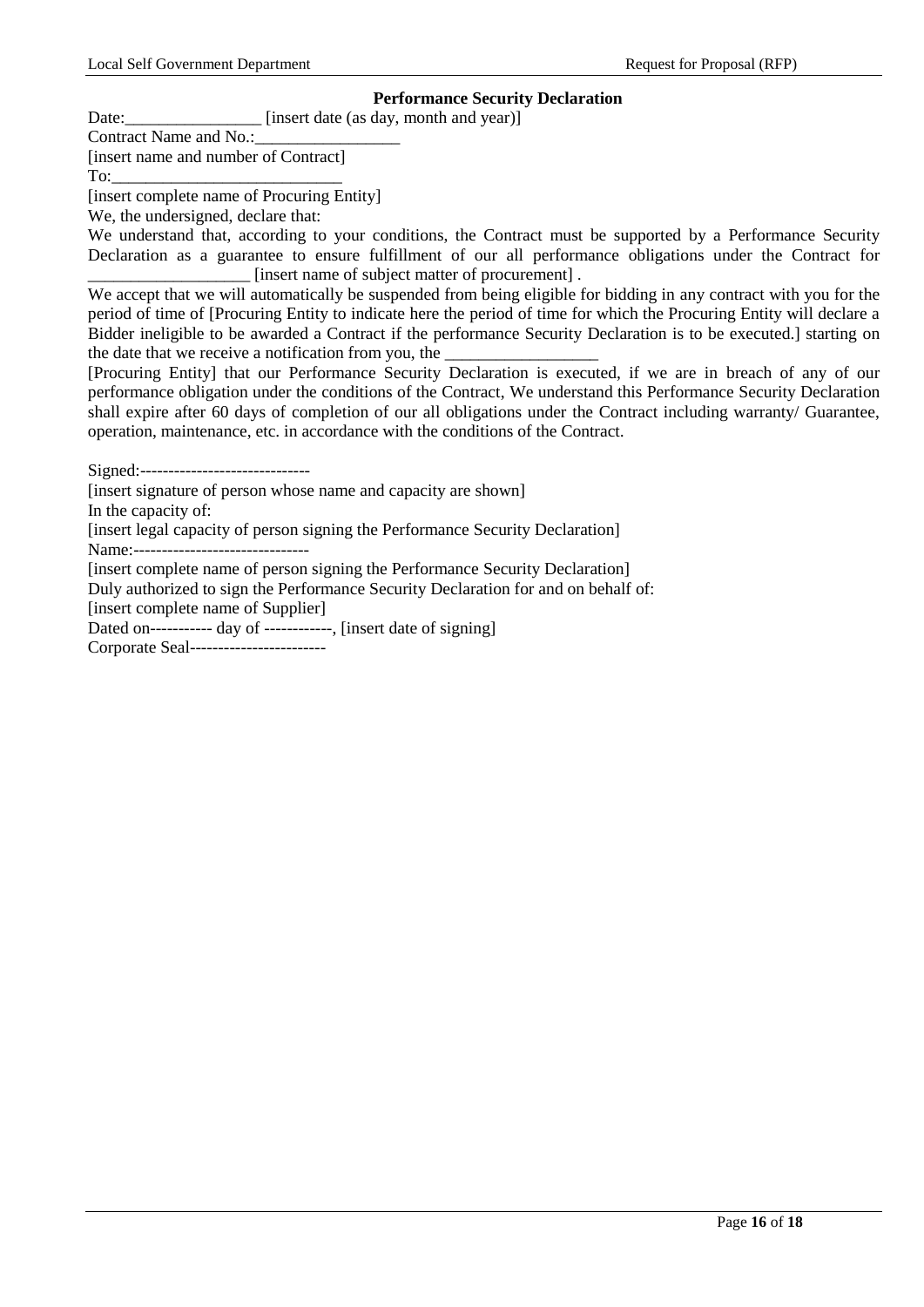## Performance Security Declaration

Date:________________ [insert date (as day, month and year)]

Contract Name and No.:_________________

[insert name and number of Contract]

To:____________________________

[insert complete name of Procuring Entity]

We, the undersigned, declare that:

We understand that, according to your conditions, the Contract must be supported by a Performance Security Declaration as a guarantee to ensure fulfillment of our all performance obligations under the Contract for ___________________ [insert name of subject matter of procurement] .

We accept that we will automatically be suspended from being eligible for bidding in any contract with you for the period of time of [Procuring Entity to indicate here the period of time for which the Procuring Entity will declare a Bidder ineligible to be awarded a Contract if the performance Security Declaration is to be executed.] starting on the date that we receive a notification from you, the __________________

[Procuring Entity] that our Performance Security Declaration is executed, if we are in breach of any of our performance obligation under the conditions of the Contract, We understand this Performance Security Declaration shall expire after 60 days of completion of our all obligations under the Contract including warranty/ Guarantee, operation, maintenance, etc. in accordance with the conditions of the Contract.

Signed:------------------------------

[insert signature of person whose name and capacity are shown]

In the capacity of:

[insert legal capacity of person signing the Performance Security Declaration]

Name:-------------------------------

[insert complete name of person signing the Performance Security Declaration]

Duly authorized to sign the Performance Security Declaration for and on behalf of:

[insert complete name of Supplier]

Dated on----------- day of ------------, [insert date of signing]

Corporate Seal------------------------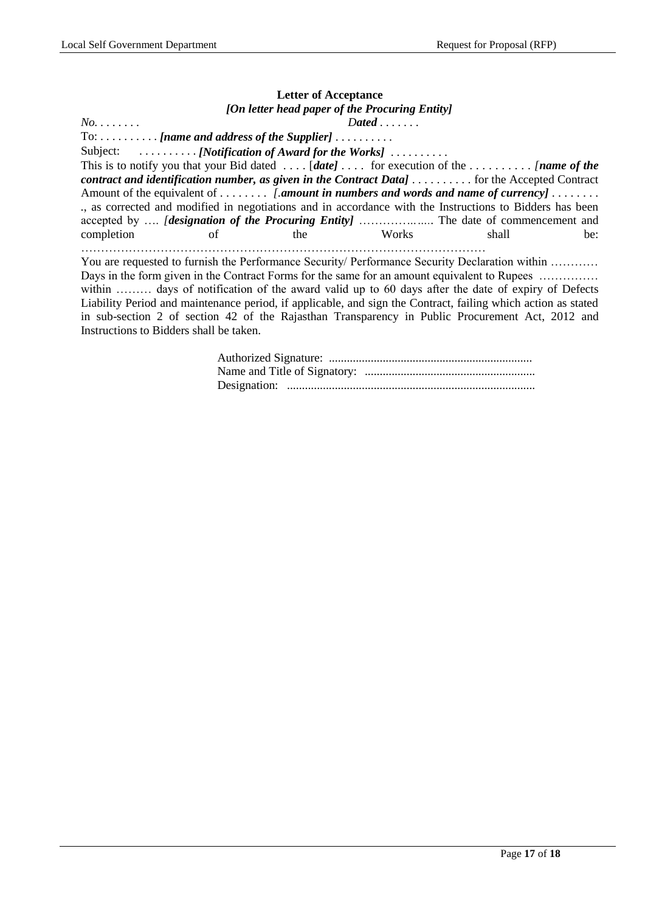**Letter of Acceptance**

***[On letter head paper of the Procuring Entity]***

*No. . . . . . . .* *Dated* . . . . . . .

To: . . . . . . . . . . ***[name and address of the Supplier]*** . . . . . . . . . .

Subject: . . . . . . . . . . ***[Notification of Award for the Works]*** . . . . . . . . . .

This is to notify you that your Bid dated . . . . [***date]*** . . . . for execution of the . . . . . . . . . . *[****name of the contract and identification number, as given in the Contract Data]*** . . . . . . . . . . for the Accepted Contract Amount of the equivalent of . . . . . . . . *[.****amount in numbers and words and name of currency]*** . . . . . . . . ., as corrected and modified in negotiations and in accordance with the Instructions to Bidders has been accepted by …. *[****designation of the Procuring Entity]*** ……………..... The date of commencement and completion of the Works shall be: ……………………………………………………………………………………

You are requested to furnish the Performance Security/ Performance Security Declaration within ………… Days in the form given in the Contract Forms for the same for an amount equivalent to Rupees …………… within ……… days of notification of the award valid up to 60 days after the date of expiry of Defects Liability Period and maintenance period, if applicable, and sign the Contract, failing which action as stated in sub-section 2 of section 42 of the Rajasthan Transparency in Public Procurement Act, 2012 and Instructions to Bidders shall be taken.

Authorized Signature: ....................................................................

Name and Title of Signatory: .........................................................

Designation: ..................................................................................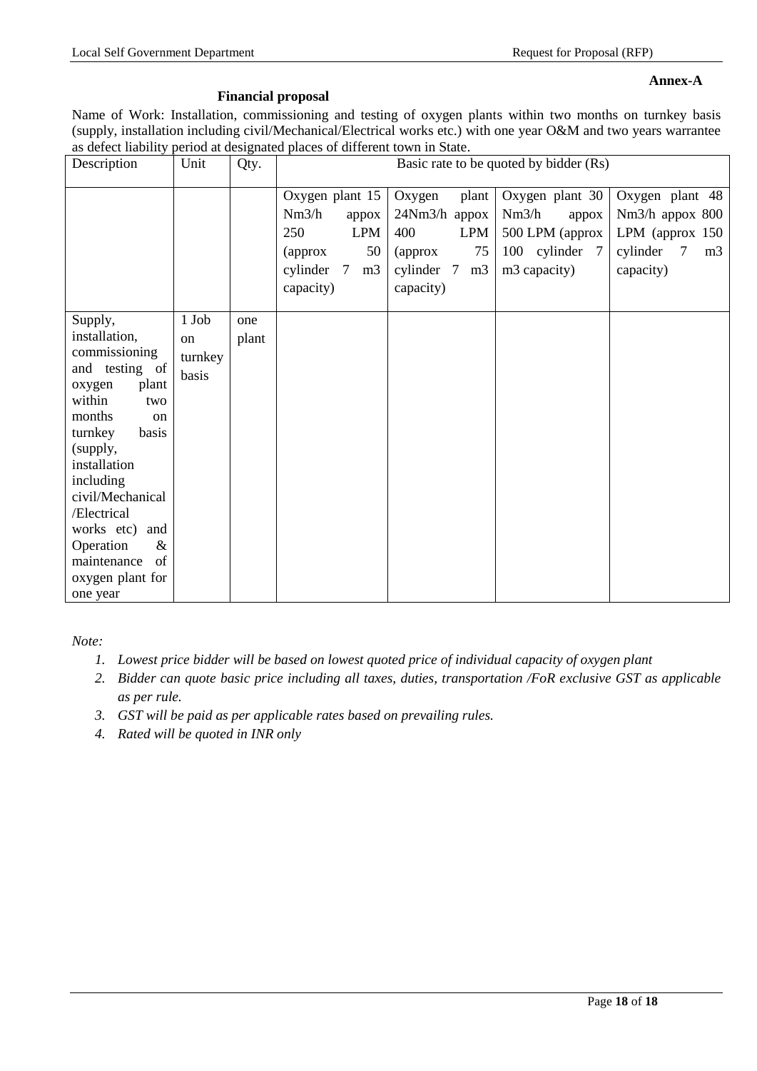**Annex-A**

**Financial proposal**

Name of Work: Installation, commissioning and testing of oxygen plants within two months on turnkey basis (supply, installation including civil/Mechanical/Electrical works etc.) with one year O&M and two years warrantee as defect liability period at designated places of different town in State.

| Description | Unit | Qty. | Basic rate to be quoted by bidder (Rs) | | | |
|---|---|---|---|---|---|---|
| | | | Oxygen plant 15 Nm3/h appox 250 LPM (approx 50 cylinder 7 m3 capacity) | Oxygen plant 24Nm3/h appox 400 LPM (approx 75 cylinder 7 m3 capacity) | Oxygen plant 30 Nm3/h appox 500 LPM (approx 100 cylinder 7 m3 capacity) | Oxygen plant 48 Nm3/h appox 800 LPM (approx 150 cylinder 7 m3 capacity) |
| Supply, installation, commissioning and testing of oxygen plant within two months on turnkey basis (supply, installation including civil/Mechanical /Electrical works etc) and Operation & maintenance of oxygen plant for one year | 1 Job on turnkey basis | one plant | | | | |

*Note:*

1. *Lowest price bidder will be based on lowest quoted price of individual capacity of oxygen plant*
2. *Bidder can quote basic price including all taxes, duties, transportation /FoR exclusive GST as applicable as per rule.*
3. *GST will be paid as per applicable rates based on prevailing rules.*
4. *Rated will be quoted in INR only*